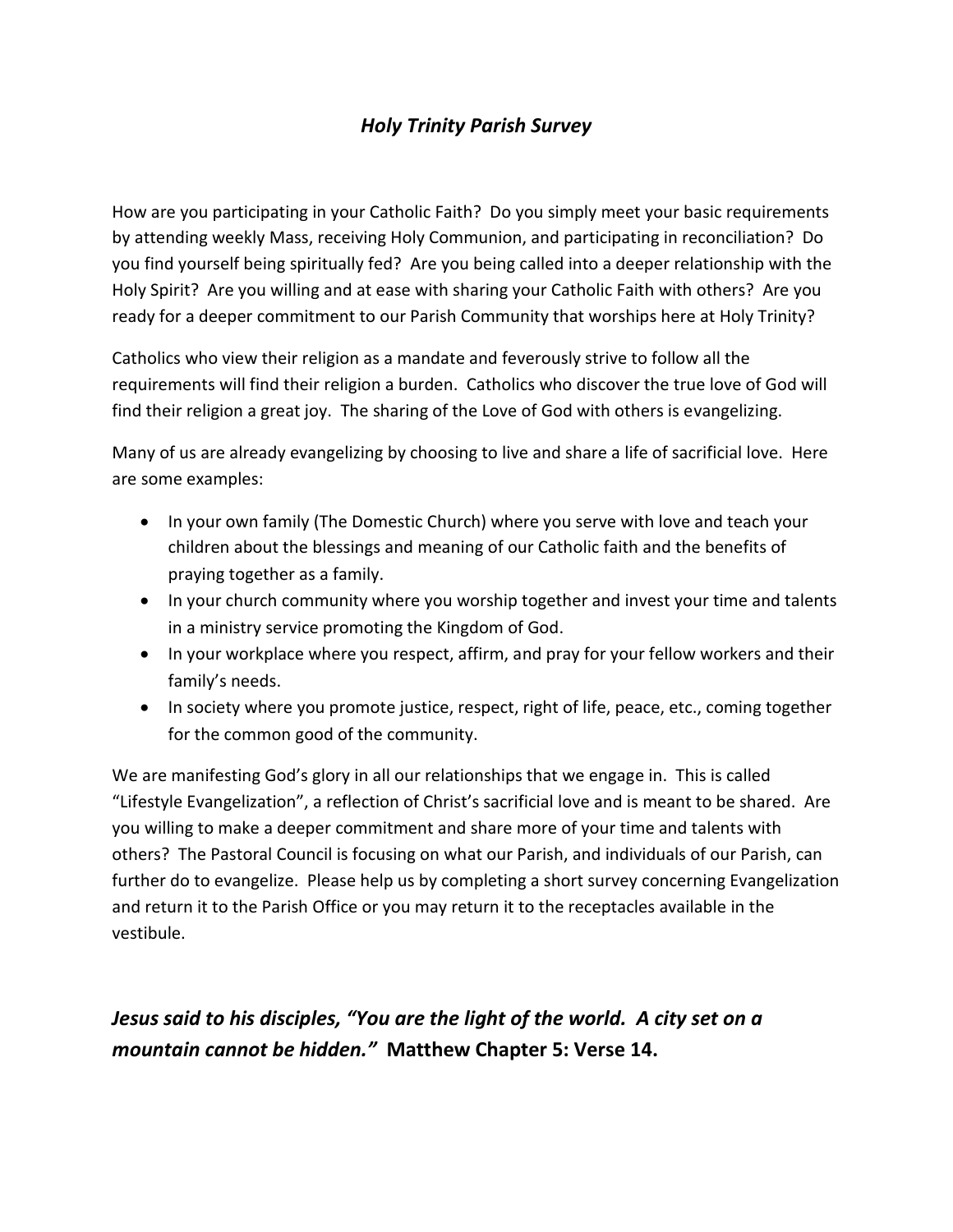# *Holy Trinity Parish Survey*

How are you participating in your Catholic Faith? Do you simply meet your basic requirements by attending weekly Mass, receiving Holy Communion, and participating in reconciliation? Do you find yourself being spiritually fed? Are you being called into a deeper relationship with the Holy Spirit? Are you willing and at ease with sharing your Catholic Faith with others? Are you ready for a deeper commitment to our Parish Community that worships here at Holy Trinity?

Catholics who view their religion as a mandate and feverously strive to follow all the requirements will find their religion a burden. Catholics who discover the true love of God will find their religion a great joy. The sharing of the Love of God with others is evangelizing.

Many of us are already evangelizing by choosing to live and share a life of sacrificial love. Here are some examples:

- In your own family (The Domestic Church) where you serve with love and teach your children about the blessings and meaning of our Catholic faith and the benefits of praying together as a family.
- In your church community where you worship together and invest your time and talents in a ministry service promoting the Kingdom of God.
- In your workplace where you respect, affirm, and pray for your fellow workers and their family's needs.
- In society where you promote justice, respect, right of life, peace, etc., coming together for the common good of the community.

We are manifesting God's glory in all our relationships that we engage in. This is called "Lifestyle Evangelization", a reflection of Christ's sacrificial love and is meant to be shared. Are you willing to make a deeper commitment and share more of your time and talents with others? The Pastoral Council is focusing on what our Parish, and individuals of our Parish, can further do to evangelize. Please help us by completing a short survey concerning Evangelization and return it to the Parish Office or you may return it to the receptacles available in the vestibule.

***Jesus said to his disciples, "You are the light of the world. A city set on a mountain cannot be hidden."*** **Matthew Chapter 5: Verse 14.**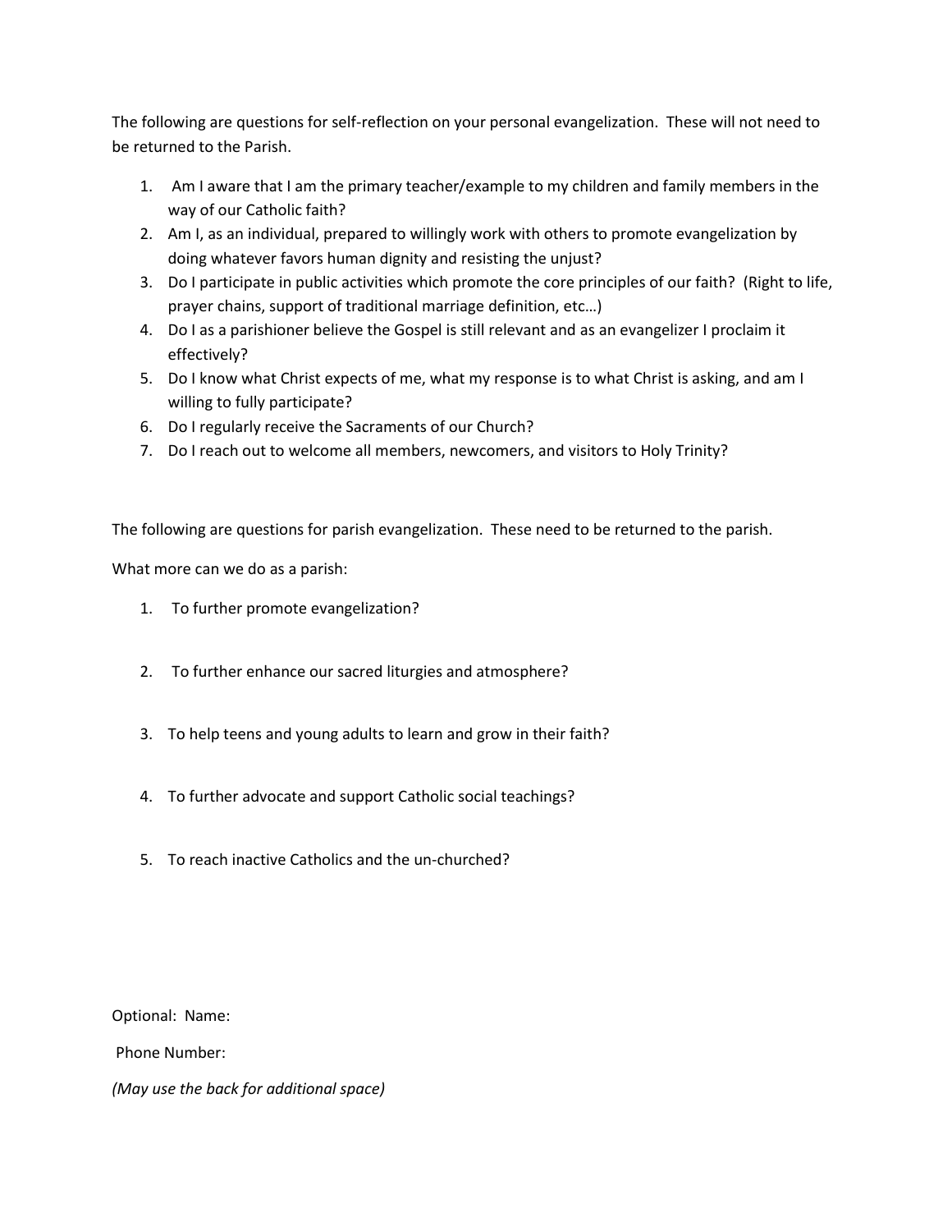The following are questions for self-reflection on your personal evangelization. These will not need to be returned to the Parish.

1. Am I aware that I am the primary teacher/example to my children and family members in the way of our Catholic faith?
2. Am I, as an individual, prepared to willingly work with others to promote evangelization by doing whatever favors human dignity and resisting the unjust?
3. Do I participate in public activities which promote the core principles of our faith? (Right to life, prayer chains, support of traditional marriage definition, etc…)
4. Do I as a parishioner believe the Gospel is still relevant and as an evangelizer I proclaim it effectively?
5. Do I know what Christ expects of me, what my response is to what Christ is asking, and am I willing to fully participate?
6. Do I regularly receive the Sacraments of our Church?
7. Do I reach out to welcome all members, newcomers, and visitors to Holy Trinity?

The following are questions for parish evangelization. These need to be returned to the parish.

What more can we do as a parish:

1. To further promote evangelization?

2. To further enhance our sacred liturgies and atmosphere?

3. To help teens and young adults to learn and grow in their faith?

4. To further advocate and support Catholic social teachings?

5. To reach inactive Catholics and the un-churched?

Optional: Name:

Phone Number:

*(May use the back for additional space)*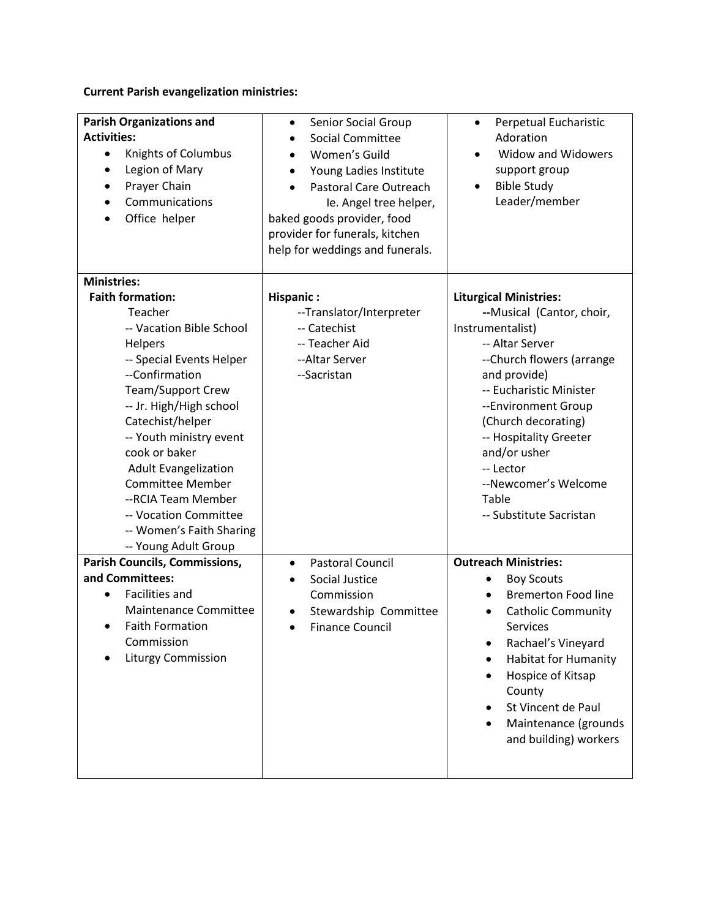**Current Parish evangelization ministries:**

| | | |
|---|---|---|
| **Parish Organizations and Activities:**<br>• Knights of Columbus<br>• Legion of Mary<br>• Prayer Chain<br>• Communications<br>• Office helper | • Senior Social Group<br>• Social Committee<br>• Women's Guild<br>• Young Ladies Institute<br>• Pastoral Care Outreach Ie. Angel tree helper, baked goods provider, food provider for funerals, kitchen help for weddings and funerals. | • Perpetual Eucharistic Adoration<br>• Widow and Widowers support group<br>• Bible Study Leader/member |
| **Ministries:**<br>**Faith formation:**<br>Teacher<br>-- Vacation Bible School Helpers<br>-- Special Events Helper<br>--Confirmation Team/Support Crew<br>-- Jr. High/High school Catechist/helper<br>-- Youth ministry event cook or baker<br>Adult Evangelization Committee Member<br>--RCIA Team Member<br>-- Vocation Committee<br>-- Women's Faith Sharing<br>-- Young Adult Group | **Hispanic :**<br>--Translator/Interpreter<br>-- Catechist<br>-- Teacher Aid<br>--Altar Server<br>--Sacristan | **Liturgical Ministries:**<br>**--**Musical (Cantor, choir, Instrumentalist)<br>-- Altar Server<br>--Church flowers (arrange and provide)<br>-- Eucharistic Minister<br>--Environment Group (Church decorating)<br>-- Hospitality Greeter and/or usher<br>-- Lector<br>--Newcomer's Welcome Table<br>-- Substitute Sacristan |
| **Parish Councils, Commissions, and Committees:**<br>• Facilities and Maintenance Committee<br>• Faith Formation Commission<br>• Liturgy Commission | • Pastoral Council<br>• Social Justice Commission<br>• Stewardship Committee<br>• Finance Council | **Outreach Ministries:**<br>• Boy Scouts<br>• Bremerton Food line<br>• Catholic Community Services<br>• Rachael's Vineyard<br>• Habitat for Humanity<br>• Hospice of Kitsap County<br>• St Vincent de Paul<br>• Maintenance (grounds and building) workers |